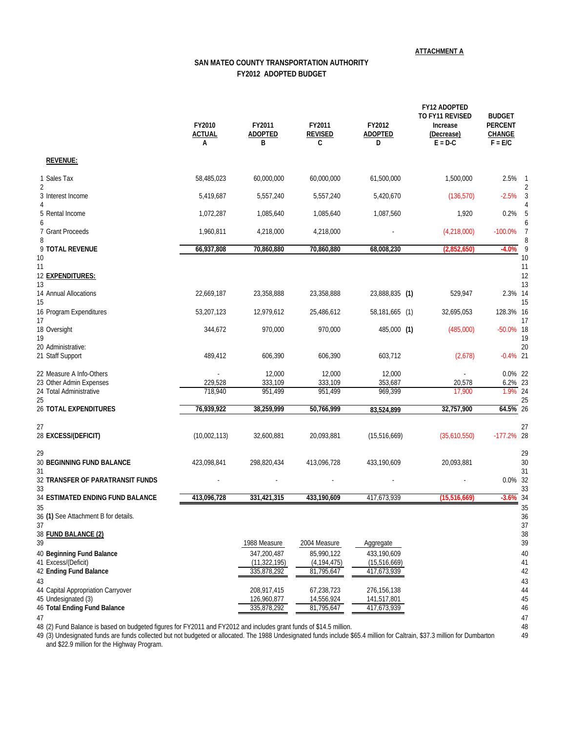ATTACHMENT A

## SAN MATEO COUNTY TRANSPORTATION AUTHORITY
## FY2012 ADOPTED BUDGET

| | | FY2010 ACTUAL A | FY2011 ADOPTED B | FY2011 REVISED C | FY2012 ADOPTED D | FY12 ADOPTED TO FY11 REVISED Increase (Decrease) E = D-C | BUDGET PERCENT CHANGE F = E/C | |
|---|---|---|---|---|---|---|---|---|
| | **REVENUE:** | | | | | | | |
| 1 | Sales Tax | 58,485,023 | 60,000,000 | 60,000,000 | 61,500,000 | 1,500,000 | 2.5% | 1 |
| 2 | | | | | | | | 2 |
| 3 | Interest Income | 5,419,687 | 5,557,240 | 5,557,240 | 5,420,670 | (136,570) | -2.5% | 3 |
| 4 | | | | | | | | 4 |
| 5 | Rental Income | 1,072,287 | 1,085,640 | 1,085,640 | 1,087,560 | 1,920 | 0.2% | 5 |
| 6 | | | | | | | | 6 |
| 7 | Grant Proceeds | 1,960,811 | 4,218,000 | 4,218,000 | - | (4,218,000) | -100.0% | 7 |
| 8 | | | | | | | | 8 |
| 9 | **TOTAL REVENUE** | **66,937,808** | **70,860,880** | **70,860,880** | **68,008,230** | **(2,852,650)** | **-4.0%** | 9 |
| 10 | | | | | | | | 10 |
| 11 | | | | | | | | 11 |
| 12 | **EXPENDITURES:** | | | | | | | 12 |
| 13 | | | | | | | | 13 |
| 14 | Annual Allocations | 22,669,187 | 23,358,888 | 23,358,888 | 23,888,835 **(1)** | 529,947 | 2.3% | 14 |
| 15 | | | | | | | | 15 |
| 16 | Program Expenditures | 53,207,123 | 12,979,612 | 25,486,612 | 58,181,665 (1) | 32,695,053 | 128.3% | 16 |
| 17 | | | | | | | | 17 |
| 18 | Oversight | 344,672 | 970,000 | 970,000 | 485,000 **(1)** | (485,000) | -50.0% | 18 |
| 19 | | | | | | | | 19 |
| 20 | Administrative: | | | | | | | 20 |
| 21 | Staff Support | 489,412 | 606,390 | 606,390 | 603,712 | (2,678) | -0.4% | 21 |
| 22 | Measure A Info-Others | - | 12,000 | 12,000 | 12,000 | - | 0.0% | 22 |
| 23 | Other Admin Expenses | 229,528 | 333,109 | 333,109 | 353,687 | 20,578 | 6.2% | 23 |
| 24 | Total Administrative | 718,940 | 951,499 | 951,499 | 969,399 | 17,900 | 1.9% | 24 |
| 25 | | | | | | | | 25 |
| 26 | **TOTAL EXPENDITURES** | **76,939,922** | **38,259,999** | **50,766,999** | **83,524,899** | **32,757,900** | **64.5%** | 26 |
| 27 | | | | | | | | 27 |
| 28 | **EXCESS/(DEFICIT)** | (10,002,113) | 32,600,881 | 20,093,881 | (15,516,669) | (35,610,550) | -177.2% | 28 |
| 29 | | | | | | | | 29 |
| 30 | **BEGINNING FUND BALANCE** | 423,098,841 | 298,820,434 | 413,096,728 | 433,190,609 | 20,093,881 | | 30 |
| 31 | | | | | | | | 31 |
| 32 | **TRANSFER OF PARATRANSIT FUNDS** | - | - | - | - | - | 0.0% | 32 |
| 33 | | | | | | | | 33 |
| 34 | **ESTIMATED ENDING FUND BALANCE** | **413,096,728** | **331,421,315** | **433,190,609** | 417,673,939 | **(15,516,669)** | **-3.6%** | 34 |
| 35 | | | | | | | | 35 |
| 36 | **(1)** See Attachment B for details. | | | | | | | 36 |
| 37 | | | | | | | | 37 |

| | **FUND BALANCE (2)** | 1988 Measure | 2004 Measure | Aggregate | |
|---|---|---|---|---|---|
| 38 | | | | | 38 |
| 39 | | | | | 39 |
| 40 | **Beginning Fund Balance** | 347,200,487 | 85,990,122 | 433,190,609 | 40 |
| 41 | Excess/(Deficit) | (11,322,195) | (4,194,475) | (15,516,669) | 41 |
| 42 | **Ending Fund Balance** | 335,878,292 | 81,795,647 | 417,673,939 | 42 |
| 43 | | | | | 43 |
| 44 | Capital Appropriation Carryover | 208,917,415 | 67,238,723 | 276,156,138 | 44 |
| 45 | Undesignated (3) | 126,960,877 | 14,556,924 | 141,517,801 | 45 |
| 46 | **Total Ending Fund Balance** | 335,878,292 | 81,795,647 | 417,673,939 | 46 |
| 47 | | | | | 47 |

48 (2) Fund Balance is based on budgeted figures for FY2011 and FY2012 and includes grant funds of $14.5 million.

49 (3) Undesignated funds are funds collected but not budgeted or allocated. The 1988 Undesignated funds include $65.4 million for Caltrain, $37.3 million for Dumbarton and $22.9 million for the Highway Program.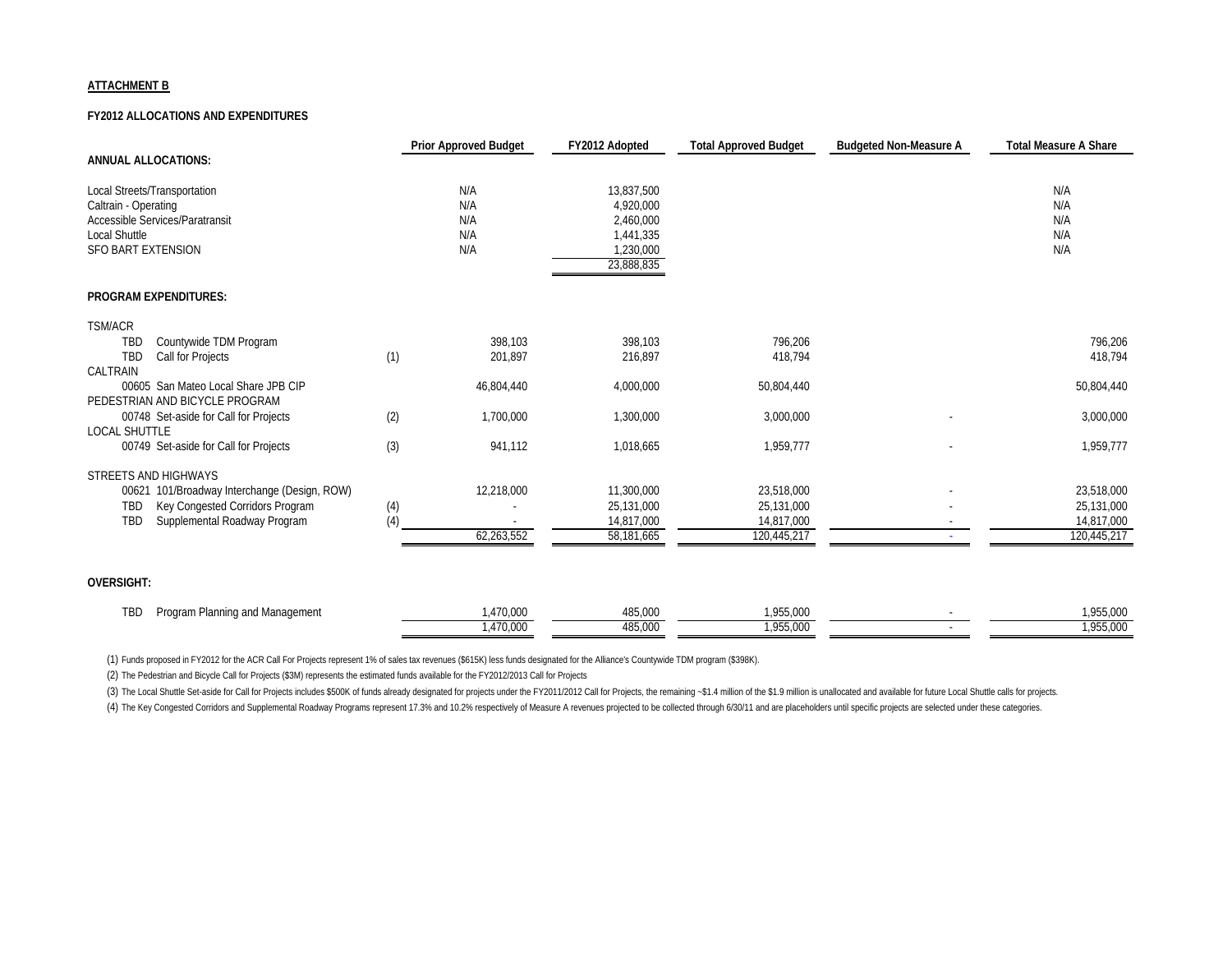**ATTACHMENT B**

**FY2012 ALLOCATIONS AND EXPENDITURES**

| | | Prior Approved Budget | FY2012 Adopted | Total Approved Budget | Budgeted Non-Measure A | Total Measure A Share |
|---|---|---|---|---|---|---|
| **ANNUAL ALLOCATIONS:** | | | | | | |
| Local Streets/Transportation | | N/A | 13,837,500 | | | N/A |
| Caltrain - Operating | | N/A | 4,920,000 | | | N/A |
| Accessible Services/Paratransit | | N/A | 2,460,000 | | | N/A |
| Local Shuttle | | N/A | 1,441,335 | | | N/A |
| SFO BART EXTENSION | | N/A | 1,230,000 | | | N/A |
| | | | 23,888,835 | | | |
| **PROGRAM EXPENDITURES:** | | | | | | |
| TSM/ACR | | | | | | |
| TBD Countywide TDM Program | | 398,103 | 398,103 | 796,206 | | 796,206 |
| TBD Call for Projects | (1) | 201,897 | 216,897 | 418,794 | | 418,794 |
| CALTRAIN | | | | | | |
| 00605 San Mateo Local Share JPB CIP | | 46,804,440 | 4,000,000 | 50,804,440 | | 50,804,440 |
| PEDESTRIAN AND BICYCLE PROGRAM | | | | | | |
| 00748 Set-aside for Call for Projects | (2) | 1,700,000 | 1,300,000 | 3,000,000 | - | 3,000,000 |
| LOCAL SHUTTLE | | | | | | |
| 00749 Set-aside for Call for Projects | (3) | 941,112 | 1,018,665 | 1,959,777 | - | 1,959,777 |
| STREETS AND HIGHWAYS | | | | | | |
| 00621 101/Broadway Interchange (Design, ROW) | | 12,218,000 | 11,300,000 | 23,518,000 | - | 23,518,000 |
| TBD Key Congested Corridors Program | (4) | - | 25,131,000 | 25,131,000 | - | 25,131,000 |
| TBD Supplemental Roadway Program | (4) | - | 14,817,000 | 14,817,000 | - | 14,817,000 |
| | | 62,263,552 | 58,181,665 | 120,445,217 | - | 120,445,217 |
| **OVERSIGHT:** | | | | | | |
| TBD Program Planning and Management | | 1,470,000 | 485,000 | 1,955,000 | - | 1,955,000 |
| | | 1,470,000 | 485,000 | 1,955,000 | - | 1,955,000 |

(1) Funds proposed in FY2012 for the ACR Call For Projects represent 1% of sales tax revenues ($615K) less funds designated for the Alliance's Countywide TDM program ($398K).

(2) The Pedestrian and Bicycle Call for Projects ($3M) represents the estimated funds available for the FY2012/2013 Call for Projects

(3) The Local Shuttle Set-aside for Call for Projects includes $500K of funds already designated for projects under the FY2011/2012 Call for Projects, the remaining ~$1.4 million of the $1.9 million is unallocated and available for future Local Shuttle calls for projects.

(4) The Key Congested Corridors and Supplemental Roadway Programs represent 17.3% and 10.2% respectively of Measure A revenues projected to be collected through 6/30/11 and are placeholders until specific projects are selected under these categories.